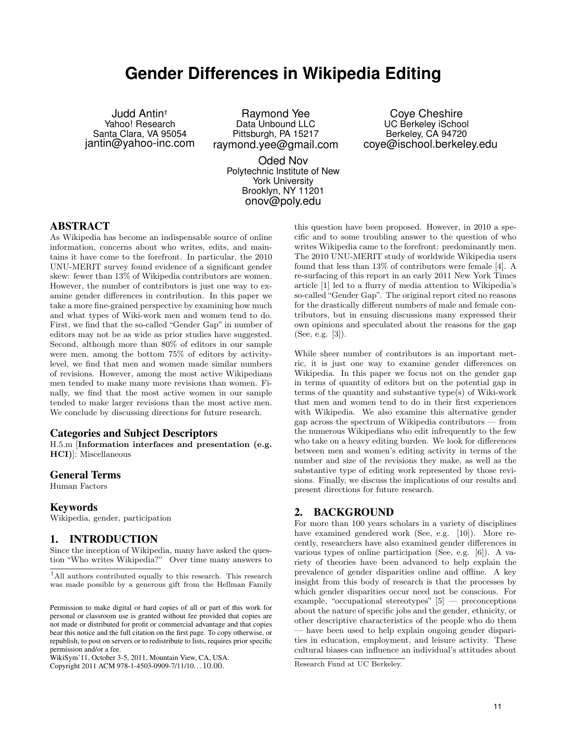# Gender Differences in Wikipedia Editing

Judd Antin[†]
Yahoo! Research
Santa Clara, VA 95054
jantin@yahoo-inc.com

Raymond Yee
Data Unbound LLC
Pittsburgh, PA 15217
raymond.yee@gmail.com

Coye Cheshire
UC Berkeley iSchool
Berkeley, CA 94720
coye@ischool.berkeley.edu

Oded Nov
Polytechnic Institute of New York University
Brooklyn, NY 11201
onov@poly.edu

## ABSTRACT

As Wikipedia has become an indispensable source of online information, concerns about who writes, edits, and maintains it have come to the forefront. In particular, the 2010 UNU-MERIT survey found evidence of a significant gender skew: fewer than 13% of Wikipedia contributors are women. However, the number of contributors is just one way to examine gender differences in contribution. In this paper we take a more fine-grained perspective by examining how much and what types of Wiki-work men and women tend to do. First, we find that the so-called "Gender Gap" in number of editors may not be as wide as prior studies have suggested. Second, although more than 80% of editors in our sample were men, among the bottom 75% of editors by activity-level, we find that men and women made similar numbers of revisions. However, among the most active Wikipedians men tended to make many more revisions than women. Finally, we find that the most active women in our sample tended to make larger revisions than the most active men. We conclude by discussing directions for future research.

### Categories and Subject Descriptors

H.5.m [**Information interfaces and presentation (e.g. HCI)**]: Miscellaneous

### General Terms

Human Factors

### Keywords

Wikipedia, gender, participation

## 1. INTRODUCTION

Since the inception of Wikipedia, many have asked the question "Who writes Wikipedia?" Over time many answers to this question have been proposed. However, in 2010 a specific and to some troubling answer to the question of who writes Wikipedia came to the forefront: predominantly men. The 2010 UNU-MERIT study of worldwide Wikipedia users found that less than 13% of contributors were female [4]. A re-surfacing of this report in an early 2011 New York Times article [1] led to a flurry of media attention to Wikipedia's so-called "Gender Gap". The original report cited no reasons for the drastically different numbers of male and female contributors, but in ensuing discussions many expressed their own opinions and speculated about the reasons for the gap (See, e.g. [3]).

While sheer number of contributors is an important metric, it is just one way to examine gender differences on Wikipedia. In this paper we focus not on the gender gap in terms of quantity of editors but on the potential gap in terms of the quantity and substantive type(s) of Wiki-work that men and women tend to do in their first experiences with Wikipedia. We also examine this alternative gender gap across the spectrum of Wikipedia contributors — from the numerous Wikipedians who edit infrequently to the few who take on a heavy editing burden. We look for differences between men and women's editing activity in terms of the number and size of the revisions they make, as well as the substantive type of editing work represented by those revisions. Finally, we discuss the implications of our results and present directions for future research.

## 2. BACKGROUND

For more than 100 years scholars in a variety of disciplines have examined gendered work (See, e.g. [10]). More recently, researchers have also examined gender differences in various types of online participation (See, e.g. [6]). A variety of theories have been advanced to help explain the prevalence of gender disparities online and offline. A key insight from this body of research is that the processes by which gender disparities occur need not be conscious. For example, "occupational stereotypes" [5] — preconceptions about the nature of specific jobs and the gender, ethnicity, or other descriptive characteristics of the people who do them — have been used to help explain ongoing gender disparities in education, employment, and leisure activity. These cultural biases can influence an individual's attitudes about

[†]All authors contributed equally to this research. This research was made possible by a generous gift from the Hellman Family Research Fund at UC Berkeley.

Permission to make digital or hard copies of all or part of this work for personal or classroom use is granted without fee provided that copies are not made or distributed for profit or commercial advantage and that copies bear this notice and the full citation on the first page. To copy otherwise, or republish, to post on servers or to redistribute to lists, requires prior specific permission and/or a fee.
WikiSym'11, October 3-5, 2011, Mountain View, CA, USA.
Copyright 2011 ACM 978-1-4503-0909-7/11/10...10.00.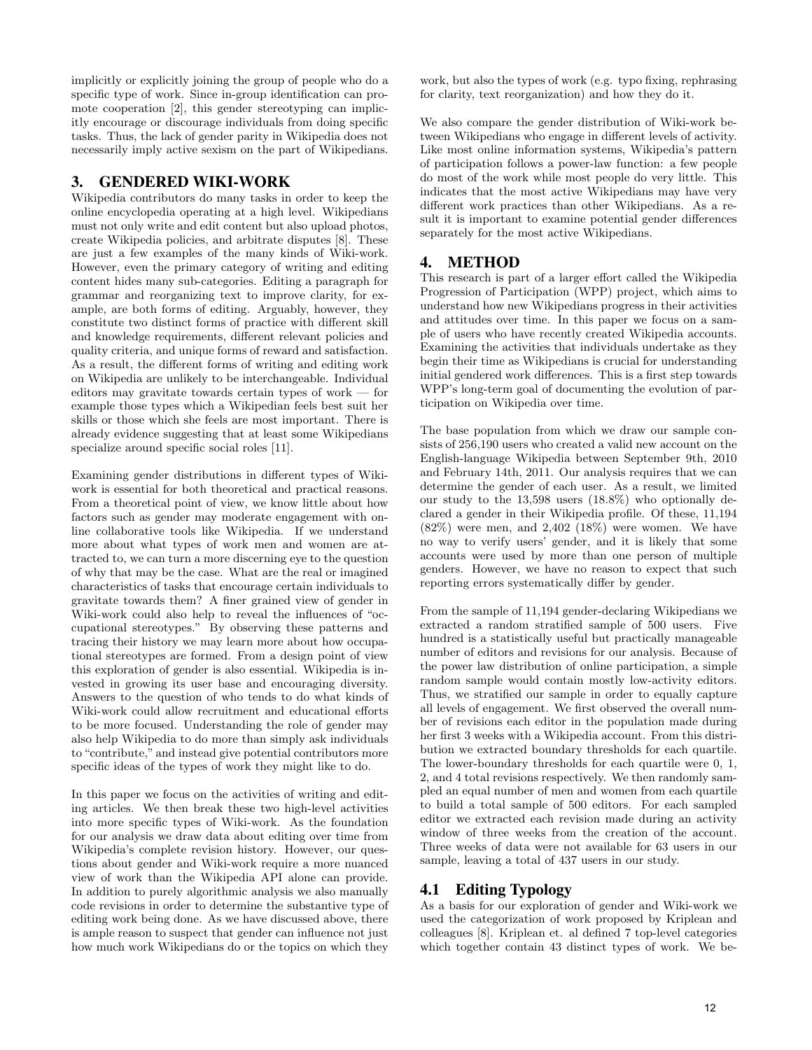implicitly or explicitly joining the group of people who do a specific type of work. Since in-group identification can promote cooperation [2], this gender stereotyping can implicitly encourage or discourage individuals from doing specific tasks. Thus, the lack of gender parity in Wikipedia does not necessarily imply active sexism on the part of Wikipedians.

## 3. GENDERED WIKI-WORK

Wikipedia contributors do many tasks in order to keep the online encyclopedia operating at a high level. Wikipedians must not only write and edit content but also upload photos, create Wikipedia policies, and arbitrate disputes [8]. These are just a few examples of the many kinds of Wiki-work. However, even the primary category of writing and editing content hides many sub-categories. Editing a paragraph for grammar and reorganizing text to improve clarity, for example, are both forms of editing. Arguably, however, they constitute two distinct forms of practice with different skill and knowledge requirements, different relevant policies and quality criteria, and unique forms of reward and satisfaction. As a result, the different forms of writing and editing work on Wikipedia are unlikely to be interchangeable. Individual editors may gravitate towards certain types of work — for example those types which a Wikipedian feels best suit her skills or those which she feels are most important. There is already evidence suggesting that at least some Wikipedians specialize around specific social roles [11].

Examining gender distributions in different types of Wiki-work is essential for both theoretical and practical reasons. From a theoretical point of view, we know little about how factors such as gender may moderate engagement with online collaborative tools like Wikipedia. If we understand more about what types of work men and women are attracted to, we can turn a more discerning eye to the question of why that may be the case. What are the real or imagined characteristics of tasks that encourage certain individuals to gravitate towards them? A finer grained view of gender in Wiki-work could also help to reveal the influences of "occupational stereotypes." By observing these patterns and tracing their history we may learn more about how occupational stereotypes are formed. From a design point of view this exploration of gender is also essential. Wikipedia is invested in growing its user base and encouraging diversity. Answers to the question of who tends to do what kinds of Wiki-work could allow recruitment and educational efforts to be more focused. Understanding the role of gender may also help Wikipedia to do more than simply ask individuals to "contribute," and instead give potential contributors more specific ideas of the types of work they might like to do.

In this paper we focus on the activities of writing and editing articles. We then break these two high-level activities into more specific types of Wiki-work. As the foundation for our analysis we draw data about editing over time from Wikipedia's complete revision history. However, our questions about gender and Wiki-work require a more nuanced view of work than the Wikipedia API alone can provide. In addition to purely algorithmic analysis we also manually code revisions in order to determine the substantive type of editing work being done. As we have discussed above, there is ample reason to suspect that gender can influence not just how much work Wikipedians do or the topics on which they work, but also the types of work (e.g. typo fixing, rephrasing for clarity, text reorganization) and how they do it.

We also compare the gender distribution of Wiki-work between Wikipedians who engage in different levels of activity. Like most online information systems, Wikipedia's pattern of participation follows a power-law function: a few people do most of the work while most people do very little. This indicates that the most active Wikipedians may have very different work practices than other Wikipedians. As a result it is important to examine potential gender differences separately for the most active Wikipedians.

## 4. METHOD

This research is part of a larger effort called the Wikipedia Progression of Participation (WPP) project, which aims to understand how new Wikipedians progress in their activities and attitudes over time. In this paper we focus on a sample of users who have recently created Wikipedia accounts. Examining the activities that individuals undertake as they begin their time as Wikipedians is crucial for understanding initial gendered work differences. This is a first step towards WPP's long-term goal of documenting the evolution of participation on Wikipedia over time.

The base population from which we draw our sample consists of 256,190 users who created a valid new account on the English-language Wikipedia between September 9th, 2010 and February 14th, 2011. Our analysis requires that we can determine the gender of each user. As a result, we limited our study to the 13,598 users (18.8%) who optionally declared a gender in their Wikipedia profile. Of these, 11,194 (82%) were men, and 2,402 (18%) were women. We have no way to verify users' gender, and it is likely that some accounts were used by more than one person of multiple genders. However, we have no reason to expect that such reporting errors systematically differ by gender.

From the sample of 11,194 gender-declaring Wikipedians we extracted a random stratified sample of 500 users. Five hundred is a statistically useful but practically manageable number of editors and revisions for our analysis. Because of the power law distribution of online participation, a simple random sample would contain mostly low-activity editors. Thus, we stratified our sample in order to equally capture all levels of engagement. We first observed the overall number of revisions each editor in the population made during her first 3 weeks with a Wikipedia account. From this distribution we extracted boundary thresholds for each quartile. The lower-boundary thresholds for each quartile were 0, 1, 2, and 4 total revisions respectively. We then randomly sampled an equal number of men and women from each quartile to build a total sample of 500 editors. For each sampled editor we extracted each revision made during an activity window of three weeks from the creation of the account. Three weeks of data were not available for 63 users in our sample, leaving a total of 437 users in our study.

### 4.1 Editing Typology

As a basis for our exploration of gender and Wiki-work we used the categorization of work proposed by Kriplean and colleagues [8]. Kriplean et. al defined 7 top-level categories which together contain 43 distinct types of work. We be-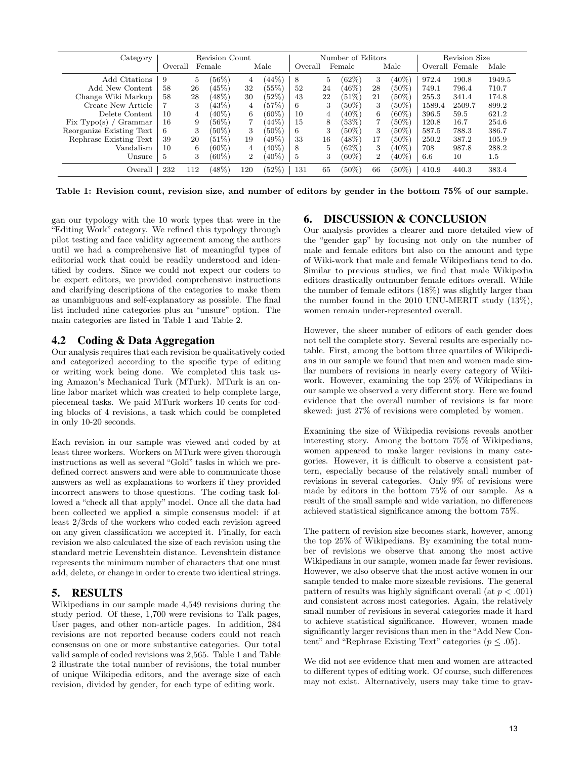| Category | Revision Count | | | | | Number of Editors | | | | | Revision Size | | |
|---|---|---|---|---|---|---|---|---|---|---|---|---|---|
| | Overall | Female | | Male | | Overall | Female | | Male | | Overall | Female | Male |
| Add Citations | 9 | 5 | (56%) | 4 | (44%) | 8 | 5 | (62%) | 3 | (40%) | 972.4 | 190.8 | 1949.5 |
| Add New Content | 58 | 26 | (45%) | 32 | (55%) | 52 | 24 | (46%) | 28 | (50%) | 749.1 | 796.4 | 710.7 |
| Change Wiki Markup | 58 | 28 | (48%) | 30 | (52%) | 43 | 22 | (51%) | 21 | (50%) | 255.3 | 341.4 | 174.8 |
| Create New Article | 7 | 3 | (43%) | 4 | (57%) | 6 | 3 | (50%) | 3 | (50%) | 1589.4 | 2509.7 | 899.2 |
| Delete Content | 10 | 4 | (40%) | 6 | (60%) | 10 | 4 | (40%) | 6 | (60%) | 396.5 | 59.5 | 621.2 |
| Fix Typo(s) / Grammar | 16 | 9 | (56%) | 7 | (44%) | 15 | 8 | (53%) | 7 | (50%) | 120.8 | 16.7 | 254.6 |
| Reorganize Existing Text | 6 | 3 | (50%) | 3 | (50%) | 6 | 3 | (50%) | 3 | (50%) | 587.5 | 788.3 | 386.7 |
| Rephrase Existing Text | 39 | 20 | (51%) | 19 | (49%) | 33 | 16 | (48%) | 17 | (50%) | 250.2 | 387.2 | 105.9 |
| Vandalism | 10 | 6 | (60%) | 4 | (40%) | 8 | 5 | (62%) | 3 | (40%) | 708 | 987.8 | 288.2 |
| Unsure | 5 | 3 | (60%) | 2 | (40%) | 5 | 3 | (60%) | 2 | (40%) | 6.6 | 10 | 1.5 |
| Overall | 232 | 112 | (48%) | 120 | (52%) | 131 | 65 | (50%) | 66 | (50%) | 410.9 | 440.3 | 383.4 |

**Table 1: Revision count, revision size, and number of editors by gender in the bottom 75% of our sample.**

gan our typology with the 10 work types that were in the "Editing Work" category. We refined this typology through pilot testing and face validity agreement among the authors until we had a comprehensive list of meaningful types of editorial work that could be readily understood and identified by coders. Since we could not expect our coders to be expert editors, we provided comprehensive instructions and clarifying descriptions of the categories to make them as unambiguous and self-explanatory as possible. The final list included nine categories plus an "unsure" option. The main categories are listed in Table 1 and Table 2.

## 4.2 Coding & Data Aggregation

Our analysis requires that each revision be qualitatively coded and categorized according to the specific type of editing or writing work being done. We completed this task using Amazon's Mechanical Turk (MTurk). MTurk is an online labor market which was created to help complete large, piecemeal tasks. We paid MTurk workers 10 cents for coding blocks of 4 revisions, a task which could be completed in only 10-20 seconds.

Each revision in our sample was viewed and coded by at least three workers. Workers on MTurk were given thorough instructions as well as several "Gold" tasks in which we predefined correct answers and were able to communicate those answers as well as explanations to workers if they provided incorrect answers to those questions. The coding task followed a "check all that apply" model. Once all the data had been collected we applied a simple consensus model: if at least 2/3rds of the workers who coded each revision agreed on any given classification we accepted it. Finally, for each revision we also calculated the size of each revision using the standard metric Levenshtein distance. Levenshtein distance represents the minimum number of characters that one must add, delete, or change in order to create two identical strings.

## 5. RESULTS

Wikipedians in our sample made 4,549 revisions during the study period. Of these, 1,700 were revisions to Talk pages, User pages, and other non-article pages. In addition, 284 revisions are not reported because coders could not reach consensus on one or more substantive categories. Our total valid sample of coded revisions was 2,565. Table 1 and Table 2 illustrate the total number of revisions, the total number of unique Wikipedia editors, and the average size of each revision, divided by gender, for each type of editing work.

## 6. DISCUSSION & CONCLUSION

Our analysis provides a clearer and more detailed view of the "gender gap" by focusing not only on the number of male and female editors but also on the amount and type of Wiki-work that male and female Wikipedians tend to do. Similar to previous studies, we find that male Wikipedia editors drastically outnumber female editors overall. While the number of female editors (18%) was slightly larger than the number found in the 2010 UNU-MERIT study (13%), women remain under-represented overall.

However, the sheer number of editors of each gender does not tell the complete story. Several results are especially notable. First, among the bottom three quartiles of Wikipedians in our sample we found that men and women made similar numbers of revisions in nearly every category of Wiki-work. However, examining the top 25% of Wikipedians in our sample we observed a very different story. Here we found evidence that the overall number of revisions is far more skewed: just 27% of revisions were completed by women.

Examining the size of Wikipedia revisions reveals another interesting story. Among the bottom 75% of Wikipedians, women appeared to make larger revisions in many categories. However, it is difficult to observe a consistent pattern, especially because of the relatively small number of revisions in several categories. Only 9% of revisions were made by editors in the bottom 75% of our sample. As a result of the small sample and wide variation, no differences achieved statistical significance among the bottom 75%.

The pattern of revision size becomes stark, however, among the top 25% of Wikipedians. By examining the total number of revisions we observe that among the most active Wikipedians in our sample, women made far fewer revisions. However, we also observe that the most active women in our sample tended to make more sizeable revisions. The general pattern of results was highly significant overall (at $p < .001$) and consistent across most categories. Again, the relatively small number of revisions in several categories made it hard to achieve statistical significance. However, women made significantly larger revisions than men in the "Add New Content" and "Rephrase Existing Text" categories ($p \leq .05$).

We did not see evidence that men and women are attracted to different types of editing work. Of course, such differences may not exist. Alternatively, users may take time to grav-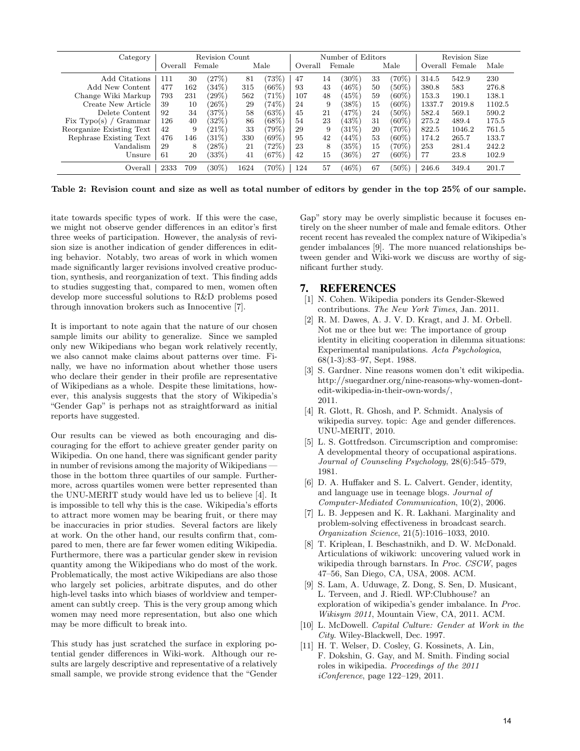| Category | Revision Count | | | | | Number of Editors | | | | | Revision Size | | |
|---|---|---|---|---|---|---|---|---|---|---|---|---|---|
| | Overall | Female | | Male | | Overall | Female | | Male | | Overall | Female | Male |
| Add Citations | 111 | 30 | (27%) | 81 | (73%) | 47 | 14 | (30%) | 33 | (70%) | 314.5 | 542.9 | 230 |
| Add New Content | 477 | 162 | (34%) | 315 | (66%) | 93 | 43 | (46%) | 50 | (50%) | 380.8 | 583 | 276.8 |
| Change Wiki Markup | 793 | 231 | (29%) | 562 | (71%) | 107 | 48 | (45%) | 59 | (60%) | 153.3 | 190.1 | 138.1 |
| Create New Article | 39 | 10 | (26%) | 29 | (74%) | 24 | 9 | (38%) | 15 | (60%) | 1337.7 | 2019.8 | 1102.5 |
| Delete Content | 92 | 34 | (37%) | 58 | (63%) | 45 | 21 | (47%) | 24 | (50%) | 582.4 | 569.1 | 590.2 |
| Fix Typo(s) / Grammar | 126 | 40 | (32%) | 86 | (68%) | 54 | 23 | (43%) | 31 | (60%) | 275.2 | 489.4 | 175.5 |
| Reorganize Existing Text | 42 | 9 | (21%) | 33 | (79%) | 29 | 9 | (31%) | 20 | (70%) | 822.5 | 1046.2 | 761.5 |
| Rephrase Existing Text | 476 | 146 | (31%) | 330 | (69%) | 95 | 42 | (44%) | 53 | (60%) | 174.2 | 265.7 | 133.7 |
| Vandalism | 29 | 8 | (28%) | 21 | (72%) | 23 | 8 | (35%) | 15 | (70%) | 253 | 281.4 | 242.2 |
| Unsure | 61 | 20 | (33%) | 41 | (67%) | 42 | 15 | (36%) | 27 | (60%) | 77 | 23.8 | 102.9 |
| Overall | 2333 | 709 | (30%) | 1624 | (70%) | 124 | 57 | (46%) | 67 | (50%) | 246.6 | 349.4 | 201.7 |

**Table 2: Revision count and size as well as total number of editors by gender in the top 25% of our sample.**

itate towards specific types of work. If this were the case, we might not observe gender differences in an editor's first three weeks of participation. However, the analysis of revision size is another indication of gender differences in editing behavior. Notably, two areas of work in which women made significantly larger revisions involved creative production, synthesis, and reorganization of text. This finding adds to studies suggesting that, compared to men, women often develop more successful solutions to R&D problems posed through innovation brokers such as Innocentive [7].

It is important to note again that the nature of our chosen sample limits our ability to generalize. Since we sampled only new Wikipedians who began work relatively recently, we also cannot make claims about patterns over time. Finally, we have no information about whether those users who declare their gender in their profile are representative of Wikipedians as a whole. Despite these limitations, however, this analysis suggests that the story of Wikipedia's "Gender Gap" is perhaps not as straightforward as initial reports have suggested.

Our results can be viewed as both encouraging and discouraging for the effort to achieve greater gender parity on Wikipedia. On one hand, there was significant gender parity in number of revisions among the majority of Wikipedians — those in the bottom three quartiles of our sample. Furthermore, across quartiles women were better represented than the UNU-MERIT study would have led us to believe [4]. It is impossible to tell why this is the case. Wikipedia's efforts to attract more women may be bearing fruit, or there may be inaccuracies in prior studies. Several factors are likely at work. On the other hand, our results confirm that, compared to men, there are far fewer women editing Wikipedia. Furthermore, there was a particular gender skew in revision quantity among the Wikipedians who do most of the work. Problematically, the most active Wikipedians are also those who largely set policies, arbitrate disputes, and do other high-level tasks into which biases of worldview and temperament can subtly creep. This is the very group among which women may need more representation, but also one which may be more difficult to break into.

This study has just scratched the surface in exploring potential gender differences in Wiki-work. Although our results are largely descriptive and representative of a relatively small sample, we provide strong evidence that the "Gender Gap" story may be overly simplistic because it focuses entirely on the sheer number of male and female editors. Other recent recent has revealed the complex nature of Wikipedia's gender imbalances [9]. The more nuanced relationships between gender and Wiki-work we discuss are worthy of significant further study.

## 7. REFERENCES

[1] N. Cohen. Wikipedia ponders its Gender-Skewed contributions. *The New York Times*, Jan. 2011.

[2] R. M. Dawes, A. J. V. D. Kragt, and J. M. Orbell. Not me or thee but we: The importance of group identity in eliciting cooperation in dilemma situations: Experimental manipulations. *Acta Psychologica*, 68(1-3):83–97, Sept. 1988.

[3] S. Gardner. Nine reasons women don't edit wikipedia. http://suegardner.org/nine-reasons-why-women-dont-edit-wikipedia-in-their-own-words/, 2011.

[4] R. Glott, R. Ghosh, and P. Schmidt. Analysis of wikipedia survey. topic: Age and gender differences. UNU-MERIT, 2010.

[5] L. S. Gottfredson. Circumscription and compromise: A developmental theory of occupational aspirations. *Journal of Counseling Psychology*, 28(6):545–579, 1981.

[6] D. A. Huffaker and S. L. Calvert. Gender, identity, and language use in teenage blogs. *Journal of Computer-Mediated Communication*, 10(2), 2006.

[7] L. B. Jeppesen and K. R. Lakhani. Marginality and problem-solving effectiveness in broadcast search. *Organization Science*, 21(5):1016–1033, 2010.

[8] T. Kriplean, I. Beschastnikh, and D. W. McDonald. Articulations of wikiwork: uncovering valued work in wikipedia through barnstars. In *Proc. CSCW*, pages 47–56, San Diego, CA, USA, 2008. ACM.

[9] S. Lam, A. Uduwage, Z. Dong, S. Sen, D. Musicant, L. Terveen, and J. Riedl. WP:Clubhouse? an exploration of wikipedia's gender imbalance. In *Proc. Wikisym 2011*, Mountain View, CA, 2011. ACM.

[10] L. McDowell. *Capital Culture: Gender at Work in the City*. Wiley-Blackwell, Dec. 1997.

[11] H. T. Welser, D. Cosley, G. Kossinets, A. Lin, F. Dokshin, G. Gay, and M. Smith. Finding social roles in wikipedia. *Proceedings of the 2011 iConference*, page 122–129, 2011.